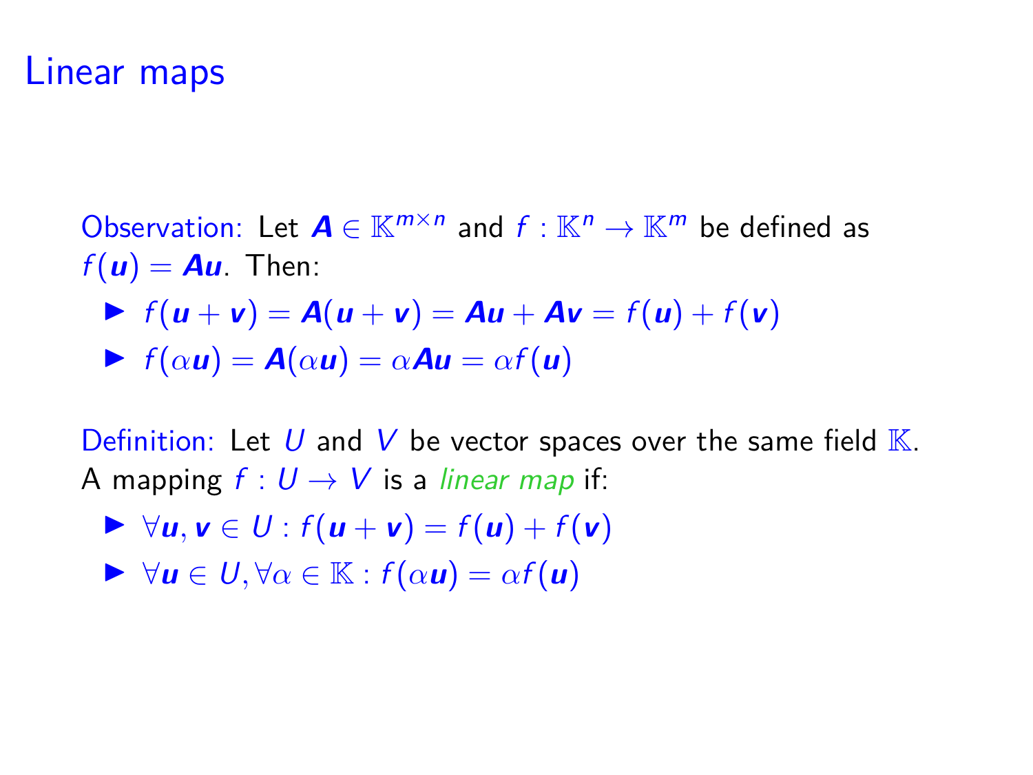# Linear maps

Observation: Let $\boldsymbol{A} \in \mathbb{K}^{m \times n}$ and $f : \mathbb{K}^n \to \mathbb{K}^m$ be defined as $f(\boldsymbol{u}) = \boldsymbol{A}\boldsymbol{u}$. Then:

- $f(\boldsymbol{u} + \boldsymbol{v}) = \boldsymbol{A}(\boldsymbol{u} + \boldsymbol{v}) = \boldsymbol{A}\boldsymbol{u} + \boldsymbol{A}\boldsymbol{v} = f(\boldsymbol{u}) + f(\boldsymbol{v})$
- $f(\alpha \boldsymbol{u}) = \boldsymbol{A}(\alpha \boldsymbol{u}) = \alpha \boldsymbol{A}\boldsymbol{u} = \alpha f(\boldsymbol{u})$

Definition: Let $U$ and $V$ be vector spaces over the same field $\mathbb{K}$. A mapping $f : U \to V$ is a *linear map* if:

- $\forall \boldsymbol{u}, \boldsymbol{v} \in U : f(\boldsymbol{u} + \boldsymbol{v}) = f(\boldsymbol{u}) + f(\boldsymbol{v})$
- $\forall \boldsymbol{u} \in U, \forall \alpha \in \mathbb{K} : f(\alpha \boldsymbol{u}) = \alpha f(\boldsymbol{u})$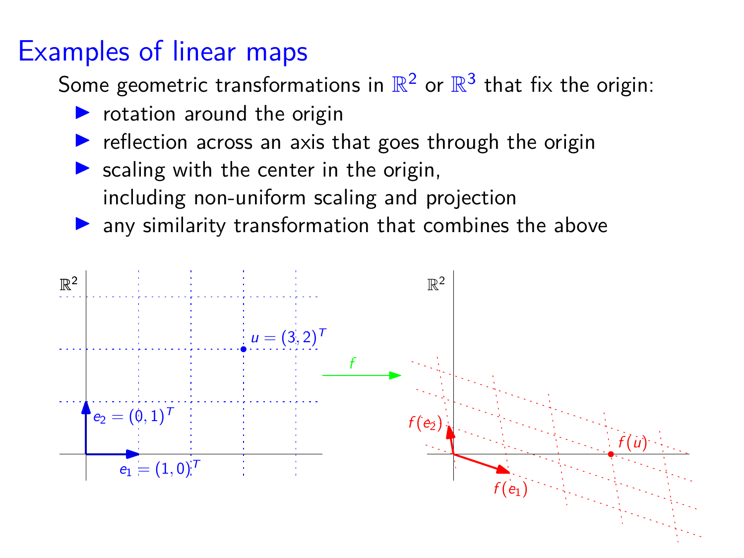# Examples of linear maps

Some geometric transformations in $\mathbb{R}^2$ or $\mathbb{R}^3$ that fix the origin:

- rotation around the origin
- reflection across an axis that goes through the origin
- scaling with the center in the origin,
  including non-uniform scaling and projection
- any similarity transformation that combines the above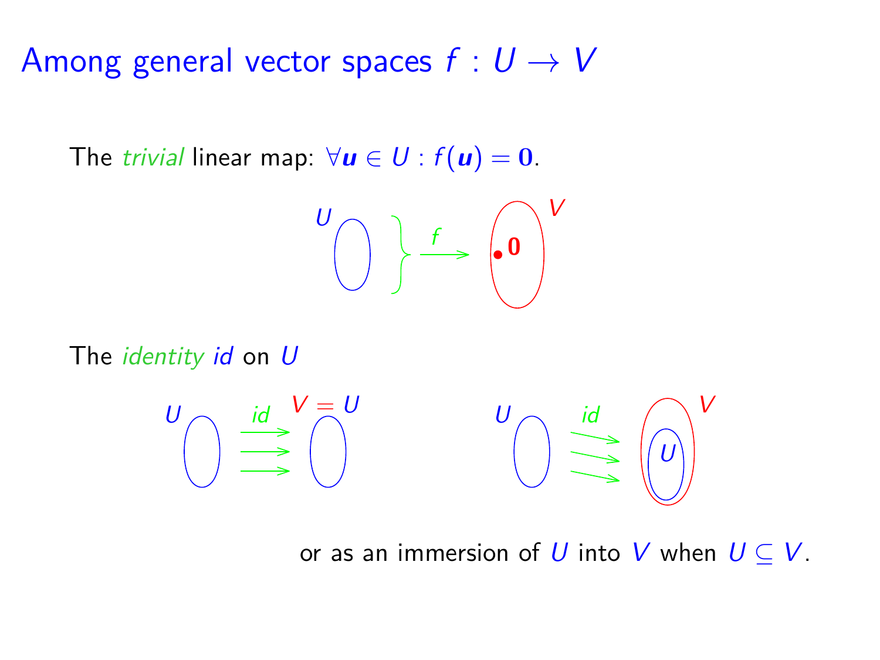# Among general vector spaces $f : U \to V$

The *trivial* linear map: $\forall \boldsymbol{u} \in U : f(\boldsymbol{u}) = \mathbf{0}$.

The *identity* *id* on $U$

or as an immersion of $U$ into $V$ when $U \subseteq V$.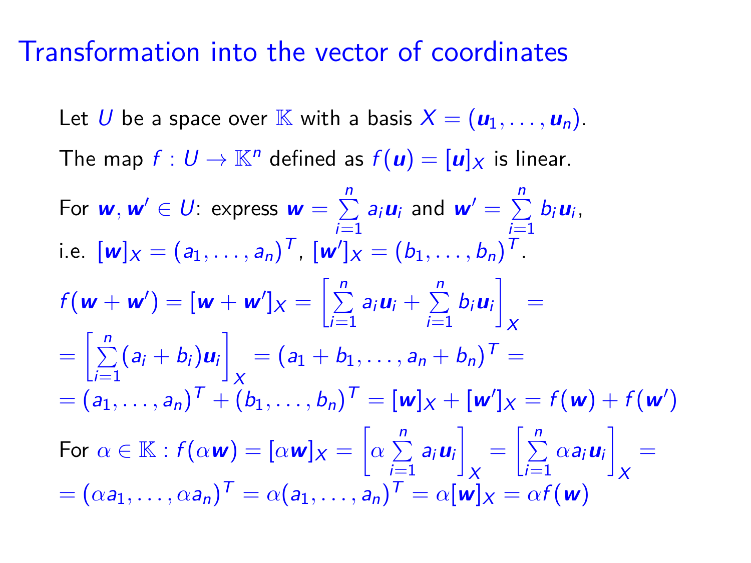# Transformation into the vector of coordinates

Let $U$ be a space over $\mathbb{K}$ with a basis $X = (\boldsymbol{u}_1, \ldots, \boldsymbol{u}_n)$.

The map $f : U \to \mathbb{K}^n$ defined as $f(\boldsymbol{u}) = [\boldsymbol{u}]_X$ is linear.

For $\boldsymbol{w}, \boldsymbol{w}' \in U$: express $\boldsymbol{w} = \sum\limits_{i=1}^{n} a_i \boldsymbol{u}_i$ and $\boldsymbol{w}' = \sum\limits_{i=1}^{n} b_i \boldsymbol{u}_i$,
i.e. $[\boldsymbol{w}]_X = (a_1, \ldots, a_n)^T$, $[\boldsymbol{w}']_X = (b_1, \ldots, b_n)^T$.

$$f(\boldsymbol{w} + \boldsymbol{w}') = [\boldsymbol{w} + \boldsymbol{w}']_X = \left[\sum_{i=1}^{n} a_i \boldsymbol{u}_i + \sum_{i=1}^{n} b_i \boldsymbol{u}_i\right]_X =$$
$$= \left[\sum_{i=1}^{n} (a_i + b_i) \boldsymbol{u}_i\right]_X = (a_1 + b_1, \ldots, a_n + b_n)^T =$$
$$= (a_1, \ldots, a_n)^T + (b_1, \ldots, b_n)^T = [\boldsymbol{w}]_X + [\boldsymbol{w}']_X = f(\boldsymbol{w}) + f(\boldsymbol{w}')$$

For $\alpha \in \mathbb{K}$ : $f(\alpha \boldsymbol{w}) = [\alpha \boldsymbol{w}]_X = \left[\alpha \sum\limits_{i=1}^{n} a_i \boldsymbol{u}_i\right]_X = \left[\sum\limits_{i=1}^{n} \alpha a_i \boldsymbol{u}_i\right]_X =$
$= (\alpha a_1, \ldots, \alpha a_n)^T = \alpha (a_1, \ldots, a_n)^T = \alpha [\boldsymbol{w}]_X = \alpha f(\boldsymbol{w})$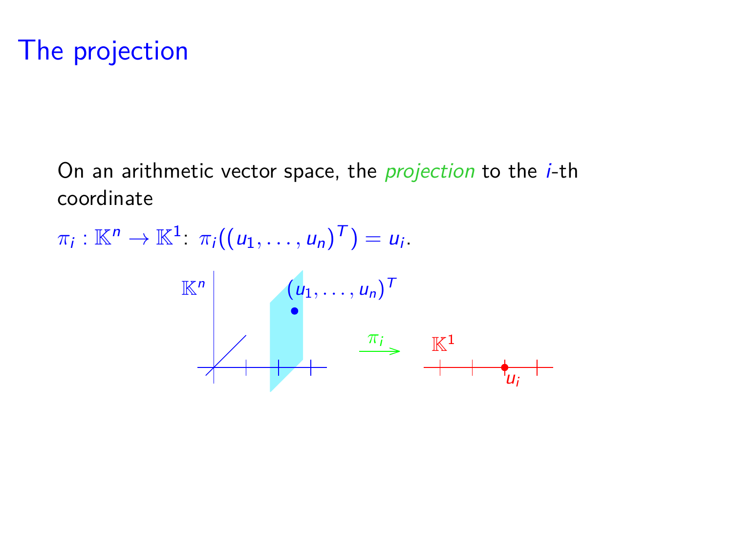# The projection

On an arithmetic vector space, the *projection* to the $i$-th coordinate

$\pi_i : \mathbb{K}^n \to \mathbb{K}^1$: $\pi_i((u_1, \ldots, u_n)^T) = u_i$.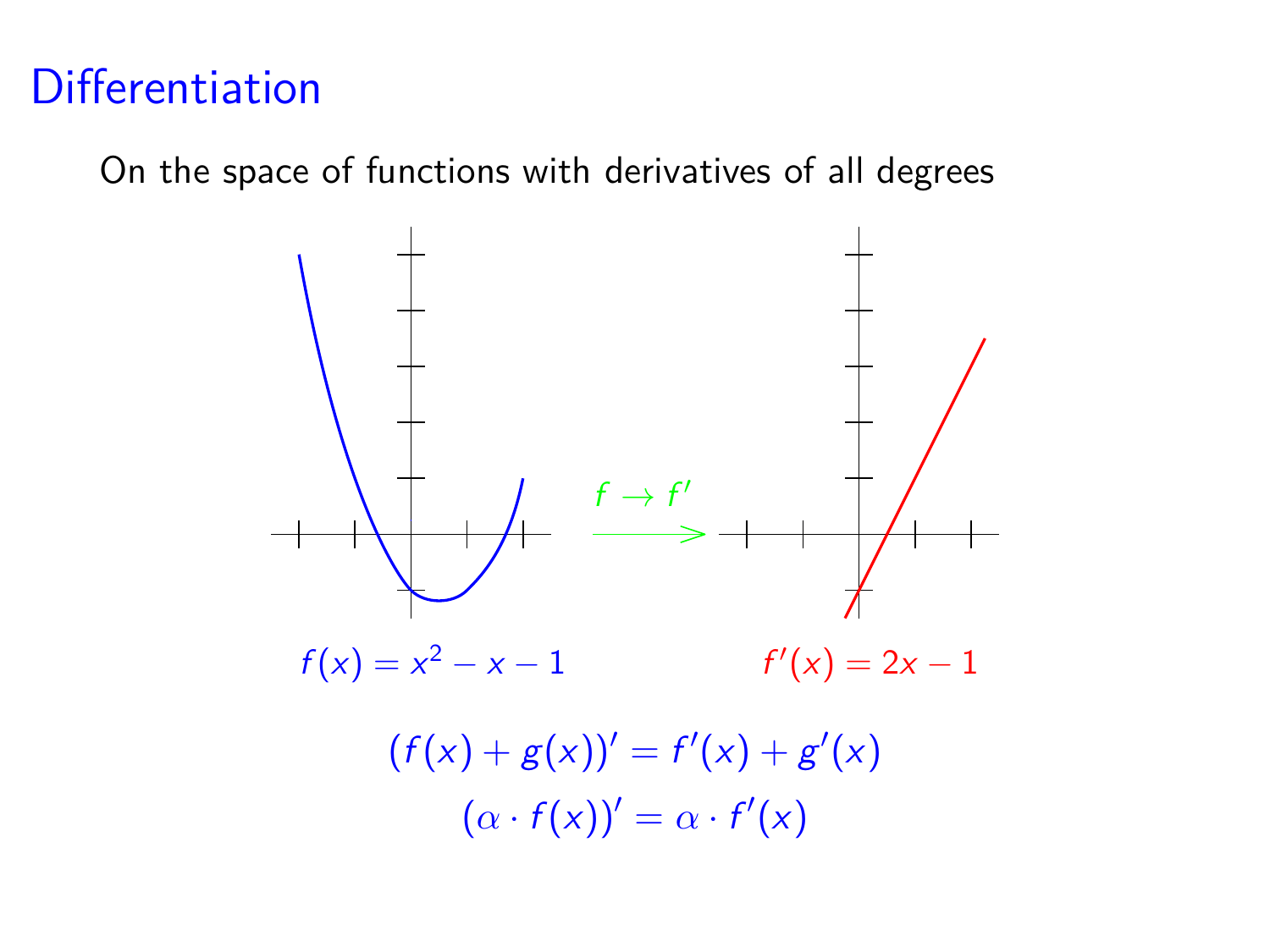# Differentiation

On the space of functions with derivatives of all degrees

$f \to f'$

$f(x) = x^2 - x - 1$

$f'(x) = 2x - 1$

$$(f(x) + g(x))' = f'(x) + g'(x)$$

$$(\alpha \cdot f(x))' = \alpha \cdot f'(x)$$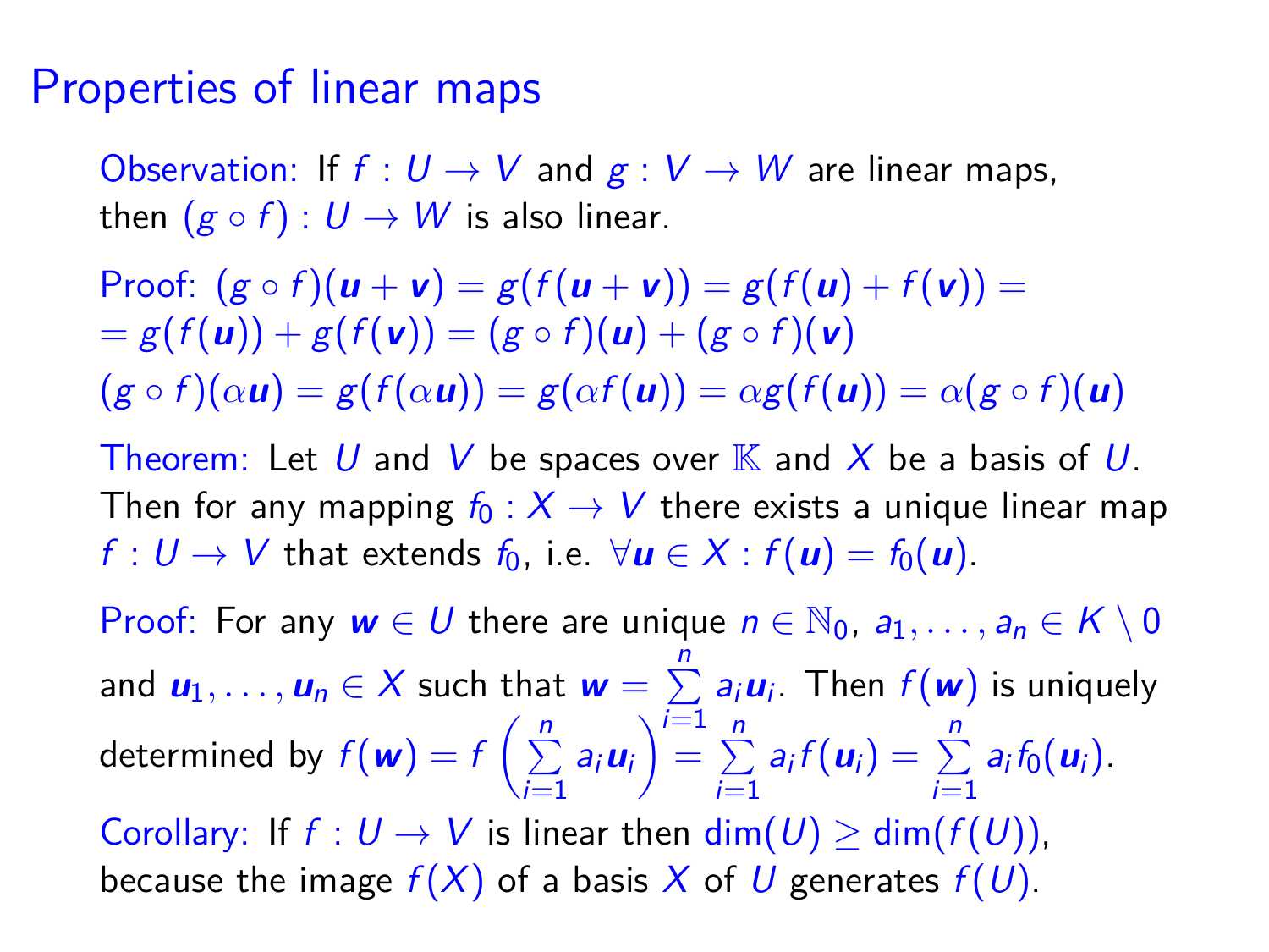# Properties of linear maps

Observation: If $f : U \to V$ and $g : V \to W$ are linear maps, then $(g \circ f) : U \to W$ is also linear.

Proof: $(g \circ f)(\boldsymbol{u} + \boldsymbol{v}) = g(f(\boldsymbol{u} + \boldsymbol{v})) = g(f(\boldsymbol{u}) + f(\boldsymbol{v})) =$
$= g(f(\boldsymbol{u})) + g(f(\boldsymbol{v})) = (g \circ f)(\boldsymbol{u}) + (g \circ f)(\boldsymbol{v})$
$(g \circ f)(\alpha \boldsymbol{u}) = g(f(\alpha \boldsymbol{u})) = g(\alpha f(\boldsymbol{u})) = \alpha g(f(\boldsymbol{u})) = \alpha (g \circ f)(\boldsymbol{u})$

Theorem: Let $U$ and $V$ be spaces over $\mathbb{K}$ and $X$ be a basis of $U$. Then for any mapping $f_0 : X \to V$ there exists a unique linear map $f : U \to V$ that extends $f_0$, i.e. $\forall \boldsymbol{u} \in X : f(\boldsymbol{u}) = f_0(\boldsymbol{u})$.

Proof: For any $\boldsymbol{w} \in U$ there are unique $n \in \mathbb{N}_0$, $a_1, \ldots, a_n \in K \setminus 0$ and $\boldsymbol{u}_1, \ldots, \boldsymbol{u}_n \in X$ such that $\boldsymbol{w} = \sum_{i=1}^{n} a_i \boldsymbol{u}_i$. Then $f(\boldsymbol{w})$ is uniquely determined by $f(\boldsymbol{w}) = f\left(\sum_{i=1}^{n} a_i \boldsymbol{u}_i\right) = \sum_{i=1}^{n} a_i f(\boldsymbol{u}_i) = \sum_{i=1}^{n} a_i f_0(\boldsymbol{u}_i)$.

Corollary: If $f : U \to V$ is linear then $\dim(U) \geq \dim(f(U))$, because the image $f(X)$ of a basis $X$ of $U$ generates $f(U)$.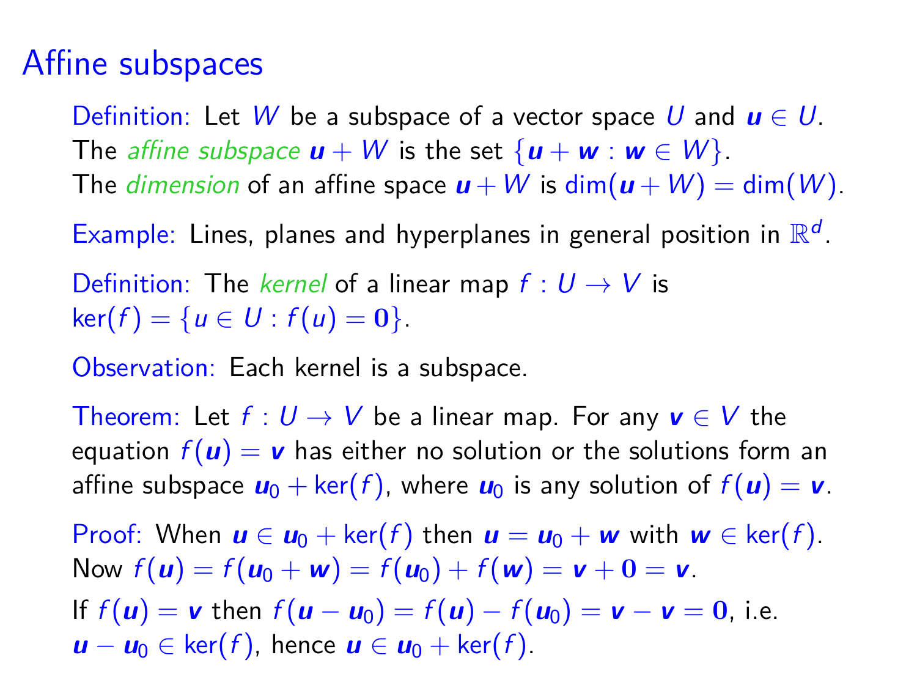# Affine subspaces

**Definition:** Let $W$ be a subspace of a vector space $U$ and $\boldsymbol{u} \in U$. The *affine subspace* $\boldsymbol{u} + W$ is the set $\{\boldsymbol{u} + \boldsymbol{w} : \boldsymbol{w} \in W\}$.
The *dimension* of an affine space $\boldsymbol{u} + W$ is $\dim(\boldsymbol{u} + W) = \dim(W)$.

**Example:** Lines, planes and hyperplanes in general position in $\mathbb{R}^d$.

**Definition:** The *kernel* of a linear map $f : U \to V$ is $\ker(f) = \{u \in U : f(u) = \mathbf{0}\}$.

**Observation:** Each kernel is a subspace.

**Theorem:** Let $f : U \to V$ be a linear map. For any $\boldsymbol{v} \in V$ the equation $f(\boldsymbol{u}) = \boldsymbol{v}$ has either no solution or the solutions form an affine subspace $\boldsymbol{u}_0 + \ker(f)$, where $\boldsymbol{u}_0$ is any solution of $f(\boldsymbol{u}) = \boldsymbol{v}$.

**Proof:** When $\boldsymbol{u} \in \boldsymbol{u}_0 + \ker(f)$ then $\boldsymbol{u} = \boldsymbol{u}_0 + \boldsymbol{w}$ with $\boldsymbol{w} \in \ker(f)$.
Now $f(\boldsymbol{u}) = f(\boldsymbol{u}_0 + \boldsymbol{w}) = f(\boldsymbol{u}_0) + f(\boldsymbol{w}) = \boldsymbol{v} + \mathbf{0} = \boldsymbol{v}$.
If $f(\boldsymbol{u}) = \boldsymbol{v}$ then $f(\boldsymbol{u} - \boldsymbol{u}_0) = f(\boldsymbol{u}) - f(\boldsymbol{u}_0) = \boldsymbol{v} - \boldsymbol{v} = \mathbf{0}$, i.e. $\boldsymbol{u} - \boldsymbol{u}_0 \in \ker(f)$, hence $\boldsymbol{u} \in \boldsymbol{u}_0 + \ker(f)$.